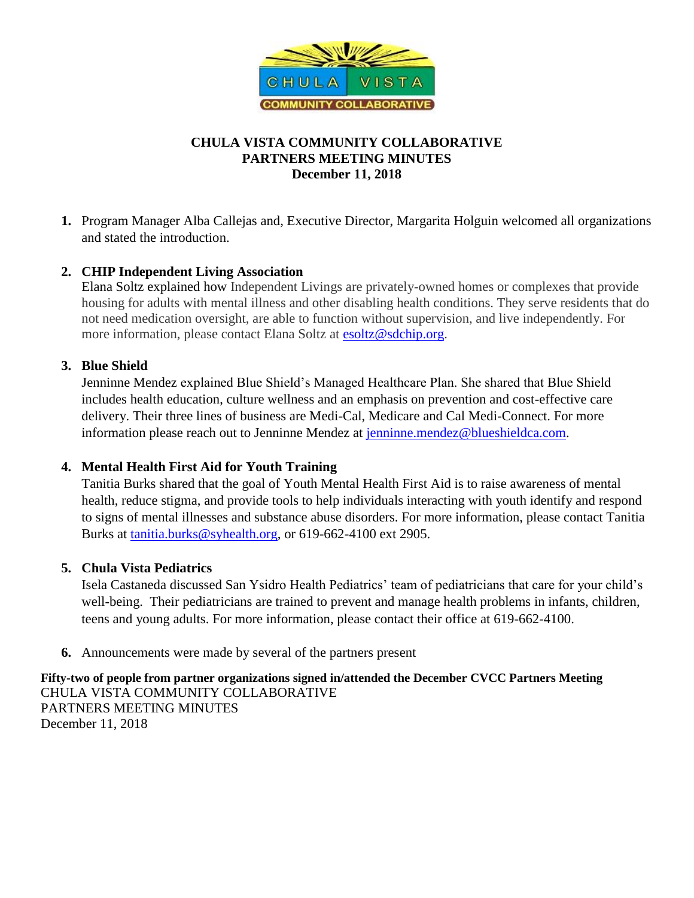# CHULA VISTA COMMUNITY COLLABORATIVE
## PARTNERS MEETING MINUTES
### December 11, 2018

1. Program Manager Alba Callejas and, Executive Director, Margarita Holguin welcomed all organizations and stated the introduction.

2. **CHIP Independent Living Association**
   Elana Soltz explained how Independent Livings are privately-owned homes or complexes that provide housing for adults with mental illness and other disabling health conditions. They serve residents that do not need medication oversight, are able to function without supervision, and live independently. For more information, please contact Elana Soltz at esoltz@sdchip.org.

3. **Blue Shield**
   Jenninne Mendez explained Blue Shield's Managed Healthcare Plan. She shared that Blue Shield includes health education, culture wellness and an emphasis on prevention and cost-effective care delivery. Their three lines of business are Medi-Cal, Medicare and Cal Medi-Connect. For more information please reach out to Jenninne Mendez at jenninne.mendez@blueshieldca.com.

4. **Mental Health First Aid for Youth Training**
   Tanitia Burks shared that the goal of Youth Mental Health First Aid is to raise awareness of mental health, reduce stigma, and provide tools to help individuals interacting with youth identify and respond to signs of mental illnesses and substance abuse disorders. For more information, please contact Tanitia Burks at tanitia.burks@syhealth.org, or 619-662-4100 ext 2905.

5. **Chula Vista Pediatrics**
   Isela Castaneda discussed San Ysidro Health Pediatrics' team of pediatricians that care for your child's well-being. Their pediatricians are trained to prevent and manage health problems in infants, children, teens and young adults. For more information, please contact their office at 619-662-4100.

6. Announcements were made by several of the partners present

**Fifty-two of people from partner organizations signed in/attended the December CVCC Partners Meeting**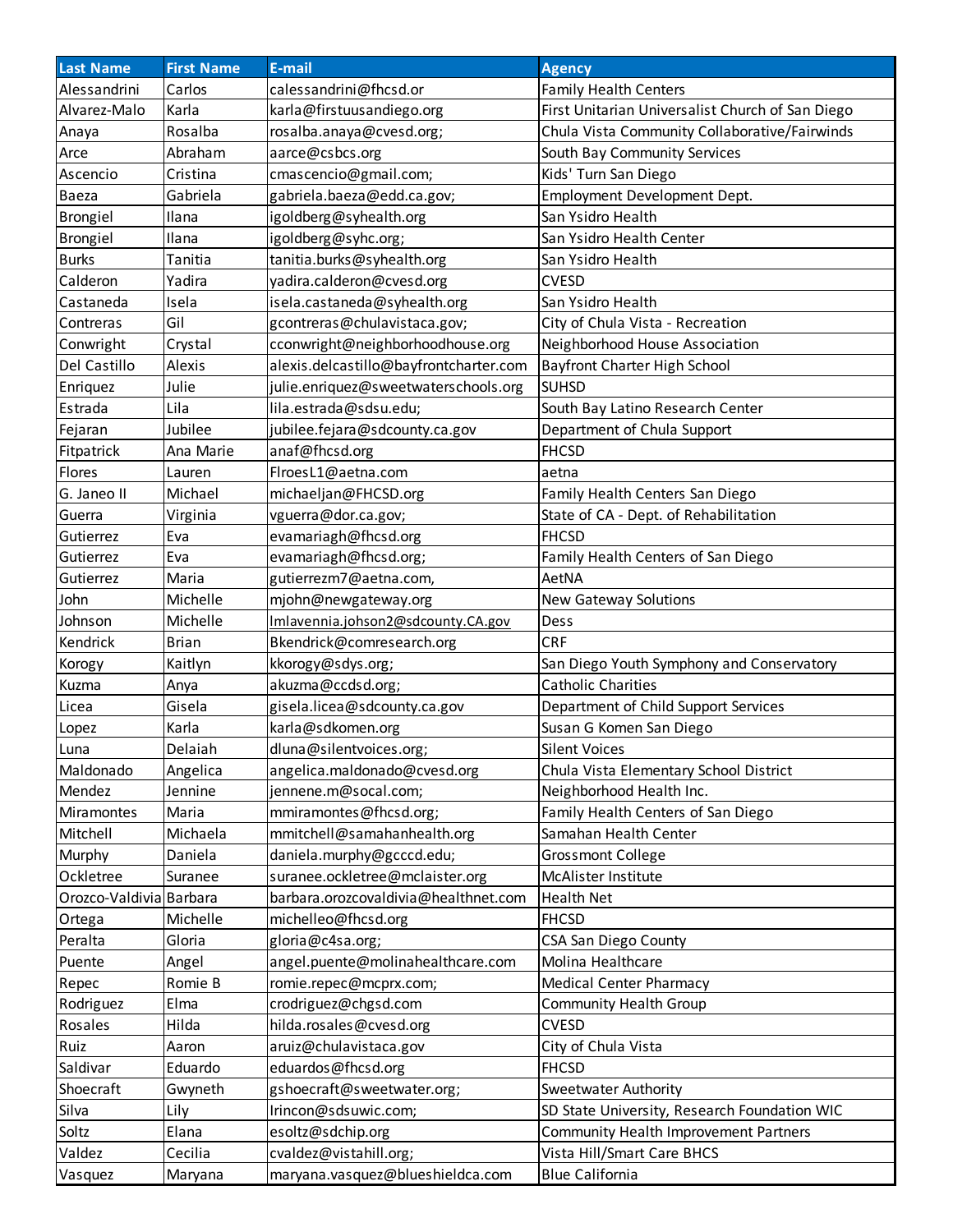| Last Name | First Name | E-mail | Agency |
|---|---|---|---|
| Alessandrini | Carlos | calessandrini@fhcsd.or | Family Health Centers |
| Alvarez-Malo | Karla | karla@firstuusandiego.org | First Unitarian Universalist Church of San Diego |
| Anaya | Rosalba | rosalba.anaya@cvesd.org; | Chula Vista Community Collaborative/Fairwinds |
| Arce | Abraham | aarce@csbcs.org | South Bay Community Services |
| Ascencio | Cristina | cmascencio@gmail.com; | Kids' Turn San Diego |
| Baeza | Gabriela | gabriela.baeza@edd.ca.gov; | Employment Development Dept. |
| Brongiel | Ilana | igoldberg@syhealth.org | San Ysidro Health |
| Brongiel | Ilana | igoldberg@syhc.org; | San Ysidro Health Center |
| Burks | Tanitia | tanitia.burks@syhealth.org | San Ysidro Health |
| Calderon | Yadira | yadira.calderon@cvesd.org | CVESD |
| Castaneda | Isela | isela.castaneda@syhealth.org | San Ysidro Health |
| Contreras | Gil | gcontreras@chulavistaca.gov; | City of Chula Vista - Recreation |
| Conwright | Crystal | cconwright@neighborhoodhouse.org | Neighborhood House Association |
| Del Castillo | Alexis | alexis.delcastillo@bayfrontcharter.com | Bayfront Charter High School |
| Enriquez | Julie | julie.enriquez@sweetwaterschools.org | SUHSD |
| Estrada | Lila | lila.estrada@sdsu.edu; | South Bay Latino Research Center |
| Fejaran | Jubilee | jubilee.fejara@sdcounty.ca.gov | Department of Chula Support |
| Fitpatrick | Ana Marie | anaf@fhcsd.org | FHCSD |
| Flores | Lauren | FlroesL1@aetna.com | aetna |
| G. Janeo II | Michael | michaeljan@FHCSD.org | Family Health Centers San Diego |
| Guerra | Virginia | vguerra@dor.ca.gov; | State of CA - Dept. of Rehabilitation |
| Gutierrez | Eva | evamariagh@fhcsd.org | FHCSD |
| Gutierrez | Eva | evamariagh@fhcsd.org; | Family Health Centers of San Diego |
| Gutierrez | Maria | gutierrezm7@aetna.com, | AetNA |
| John | Michelle | mjohn@newgateway.org | New Gateway Solutions |
| Johnson | Michelle | lmlavennia.johson2@sdcounty.CA.gov | Dess |
| Kendrick | Brian | Bkendrick@comresearch.org | CRF |
| Korogy | Kaitlyn | kkorogy@sdys.org; | San Diego Youth Symphony and Conservatory |
| Kuzma | Anya | akuzma@ccdsd.org; | Catholic Charities |
| Licea | Gisela | gisela.licea@sdcounty.ca.gov | Department of Child Support Services |
| Lopez | Karla | karla@sdkomen.org | Susan G Komen San Diego |
| Luna | Delaiah | dluna@silentvoices.org; | Silent Voices |
| Maldonado | Angelica | angelica.maldonado@cvesd.org | Chula Vista Elementary School District |
| Mendez | Jennine | jennene.m@socal.com; | Neighborhood Health Inc. |
| Miramontes | Maria | mmiramontes@fhcsd.org; | Family Health Centers of San Diego |
| Mitchell | Michaela | mmitchell@samahanhealth.org | Samahan Health Center |
| Murphy | Daniela | daniela.murphy@gcccd.edu; | Grossmont College |
| Ockletree | Suranee | suranee.ockletree@mclaister.org | McAlister Institute |
| Orozco-Valdivia | Barbara | barbara.orozcovaldivia@healthnet.com | Health Net |
| Ortega | Michelle | michelleo@fhcsd.org | FHCSD |
| Peralta | Gloria | gloria@c4sa.org; | CSA San Diego County |
| Puente | Angel | angel.puente@molinahealthcare.com | Molina Healthcare |
| Repec | Romie B | romie.repec@mcprx.com; | Medical Center Pharmacy |
| Rodriguez | Elma | crodriguez@chgsd.com | Community Health Group |
| Rosales | Hilda | hilda.rosales@cvesd.org | CVESD |
| Ruiz | Aaron | aruiz@chulavistaca.gov | City of Chula Vista |
| Saldivar | Eduardo | eduardos@fhcsd.org | FHCSD |
| Shoecraft | Gwyneth | gshoecraft@sweetwater.org; | Sweetwater Authority |
| Silva | Lily | lrincon@sdsuwic.com; | SD State University, Research Foundation WIC |
| Soltz | Elana | esoltz@sdchip.org | Community Health Improvement Partners |
| Valdez | Cecilia | cvaldez@vistahill.org; | Vista Hill/Smart Care BHCS |
| Vasquez | Maryana | maryana.vasquez@blueshieldca.com | Blue California |